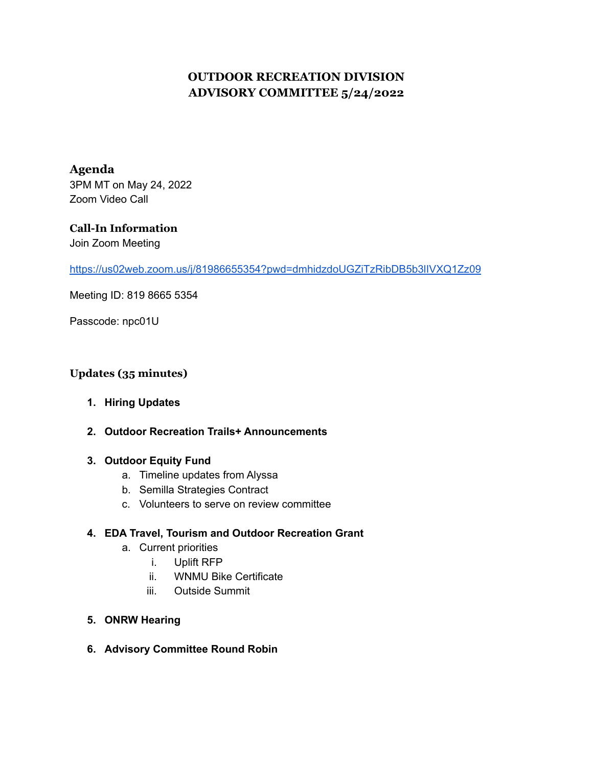# OUTDOOR RECREATION DIVISION ADVISORY COMMITTEE 5/24/2022

## Agenda

3PM MT on May 24, 2022
Zoom Video Call

### Call-In Information

Join Zoom Meeting

https://us02web.zoom.us/j/81986655354?pwd=dmhidzdoUGZiTzRibDB5b3lIVXQ1Zz09

Meeting ID: 819 8665 5354

Passcode: npc01U

### Updates (35 minutes)

1. **Hiring Updates**

2. **Outdoor Recreation Trails+ Announcements**

3. **Outdoor Equity Fund**
   a. Timeline updates from Alyssa
   b. Semilla Strategies Contract
   c. Volunteers to serve on review committee

4. **EDA Travel, Tourism and Outdoor Recreation Grant**
   a. Current priorities
      i. Uplift RFP
      ii. WNMU Bike Certificate
      iii. Outside Summit

5. **ONRW Hearing**

6. **Advisory Committee Round Robin**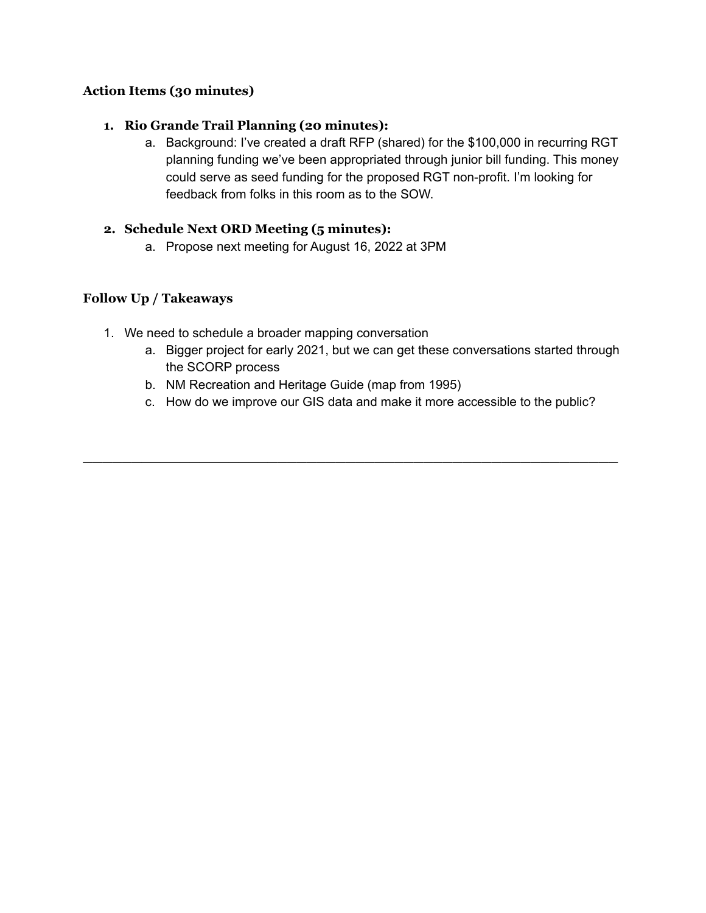### Action Items (30 minutes)

1. **Rio Grande Trail Planning (20 minutes):**
   a. Background: I've created a draft RFP (shared) for the $100,000 in recurring RGT planning funding we've been appropriated through junior bill funding. This money could serve as seed funding for the proposed RGT non-profit. I'm looking for feedback from folks in this room as to the SOW.

2. **Schedule Next ORD Meeting (5 minutes):**
   a. Propose next meeting for August 16, 2022 at 3PM

### Follow Up / Takeaways

1. We need to schedule a broader mapping conversation
   a. Bigger project for early 2021, but we can get these conversations started through the SCORP process
   b. NM Recreation and Heritage Guide (map from 1995)
   c. How do we improve our GIS data and make it more accessible to the public?

---